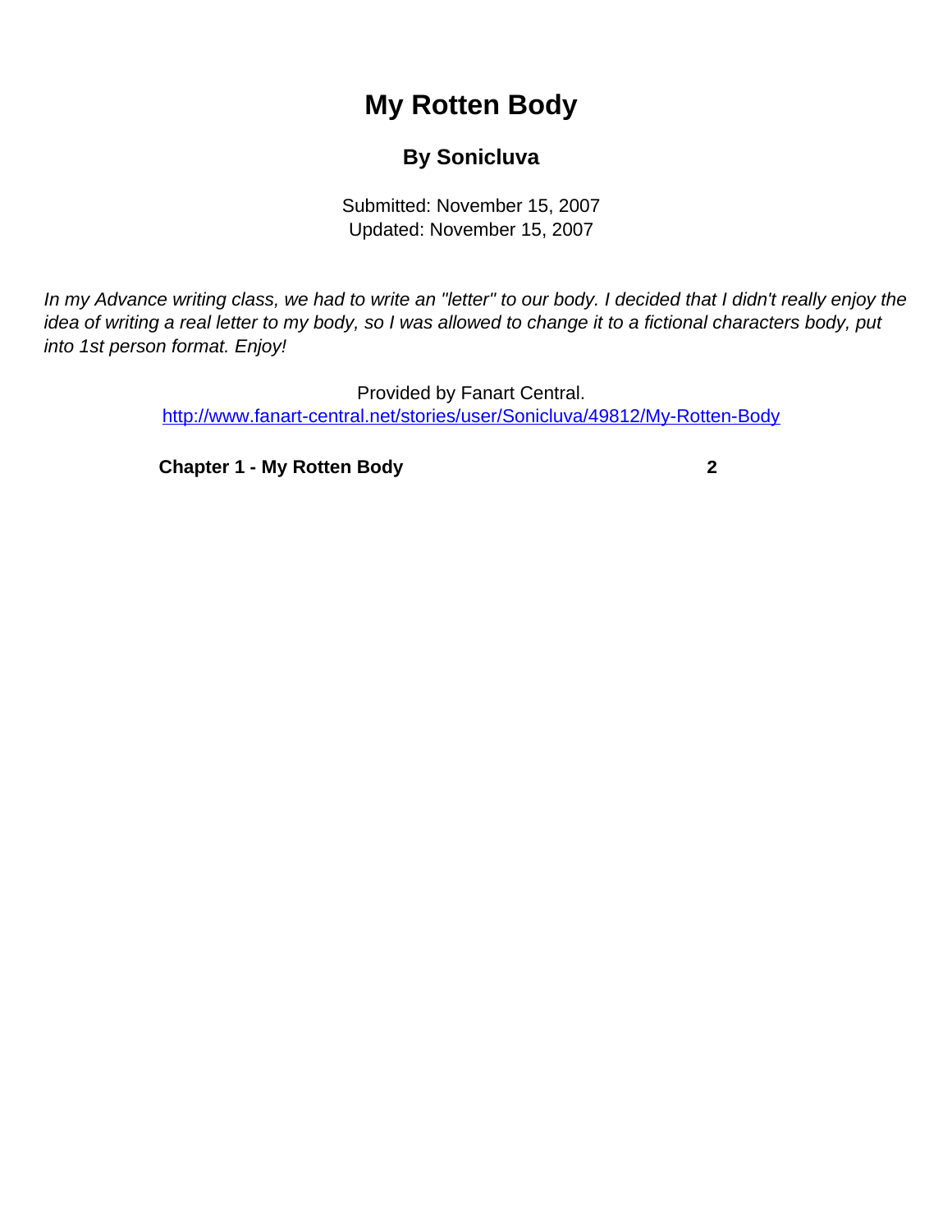# My Rotten Body

## By Sonicluva

Submitted: November 15, 2007
Updated: November 15, 2007

*In my Advance writing class, we had to write an "letter" to our body. I decided that I didn't really enjoy the idea of writing a real letter to my body, so I was allowed to change it to a fictional characters body, put into 1st person format. Enjoy!*

Provided by Fanart Central.
http://www.fanart-central.net/stories/user/Sonicluva/49812/My-Rotten-Body

**Chapter 1 - My Rotten Body** **2**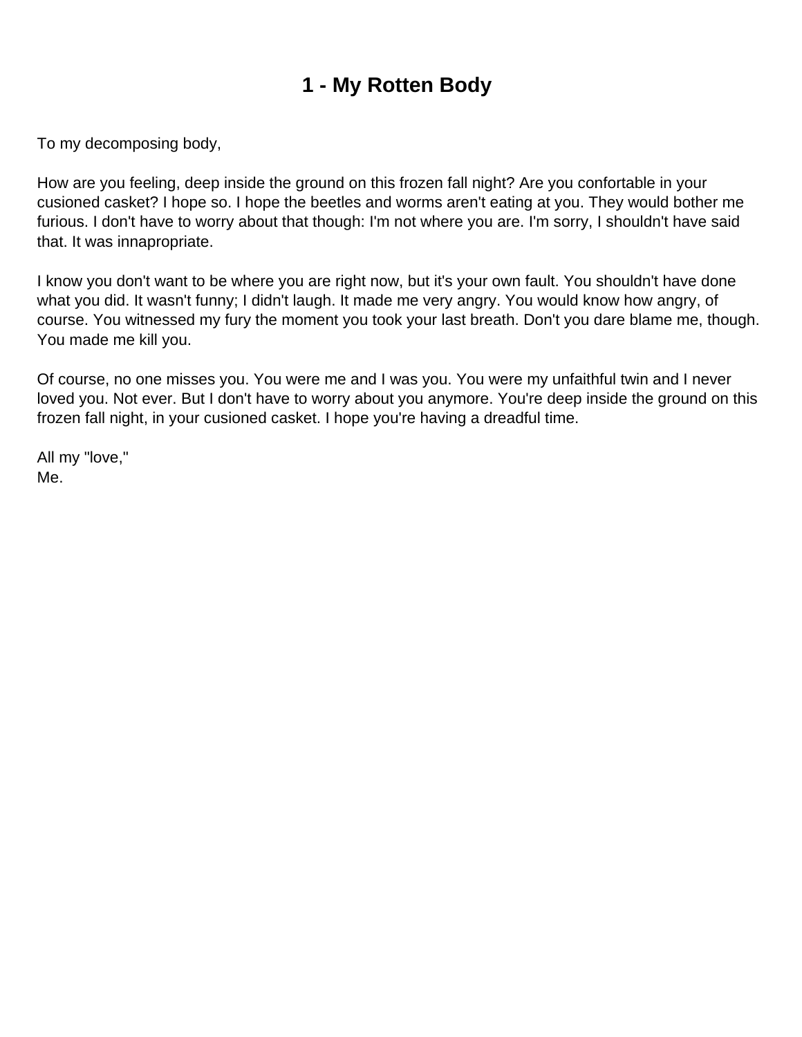# 1 - My Rotten Body

To my decomposing body,

How are you feeling, deep inside the ground on this frozen fall night? Are you confortable in your cusioned casket? I hope so. I hope the beetles and worms aren't eating at you. They would bother me furious. I don't have to worry about that though: I'm not where you are. I'm sorry, I shouldn't have said that. It was innapropriate.

I know you don't want to be where you are right now, but it's your own fault. You shouldn't have done what you did. It wasn't funny; I didn't laugh. It made me very angry. You would know how angry, of course. You witnessed my fury the moment you took your last breath. Don't you dare blame me, though. You made me kill you.

Of course, no one misses you. You were me and I was you. You were my unfaithful twin and I never loved you. Not ever. But I don't have to worry about you anymore. You're deep inside the ground on this frozen fall night, in your cusioned casket. I hope you're having a dreadful time.

All my "love,"
Me.